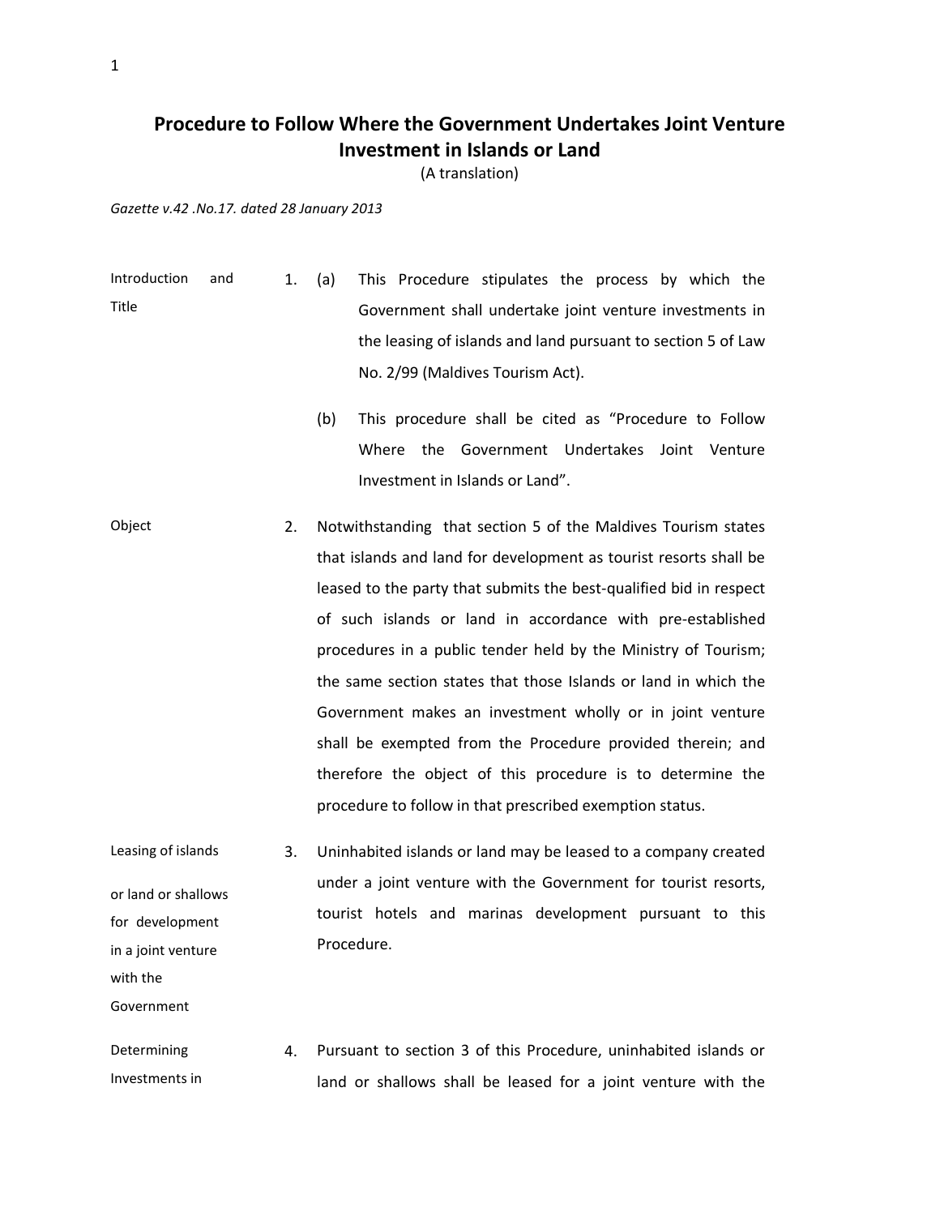# Procedure to Follow Where the Government Undertakes Joint Venture Investment in Islands or Land

(A translation)

*Gazette v.42 .No.17. dated 28 January 2013*

**Introduction and Title**

1. (a) This Procedure stipulates the process by which the Government shall undertake joint venture investments in the leasing of islands and land pursuant to section 5 of Law No. 2/99 (Maldives Tourism Act).

   (b) This procedure shall be cited as "Procedure to Follow Where the Government Undertakes Joint Venture Investment in Islands or Land".

**Object**

2. Notwithstanding that section 5 of the Maldives Tourism states that islands and land for development as tourist resorts shall be leased to the party that submits the best-qualified bid in respect of such islands or land in accordance with pre-established procedures in a public tender held by the Ministry of Tourism; the same section states that those Islands or land in which the Government makes an investment wholly or in joint venture shall be exempted from the Procedure provided therein; and therefore the object of this procedure is to determine the procedure to follow in that prescribed exemption status.

**Leasing of islands or land or shallows for development in a joint venture with the Government**

3. Uninhabited islands or land may be leased to a company created under a joint venture with the Government for tourist resorts, tourist hotels and marinas development pursuant to this Procedure.

**Determining Investments in**

4. Pursuant to section 3 of this Procedure, uninhabited islands or land or shallows shall be leased for a joint venture with the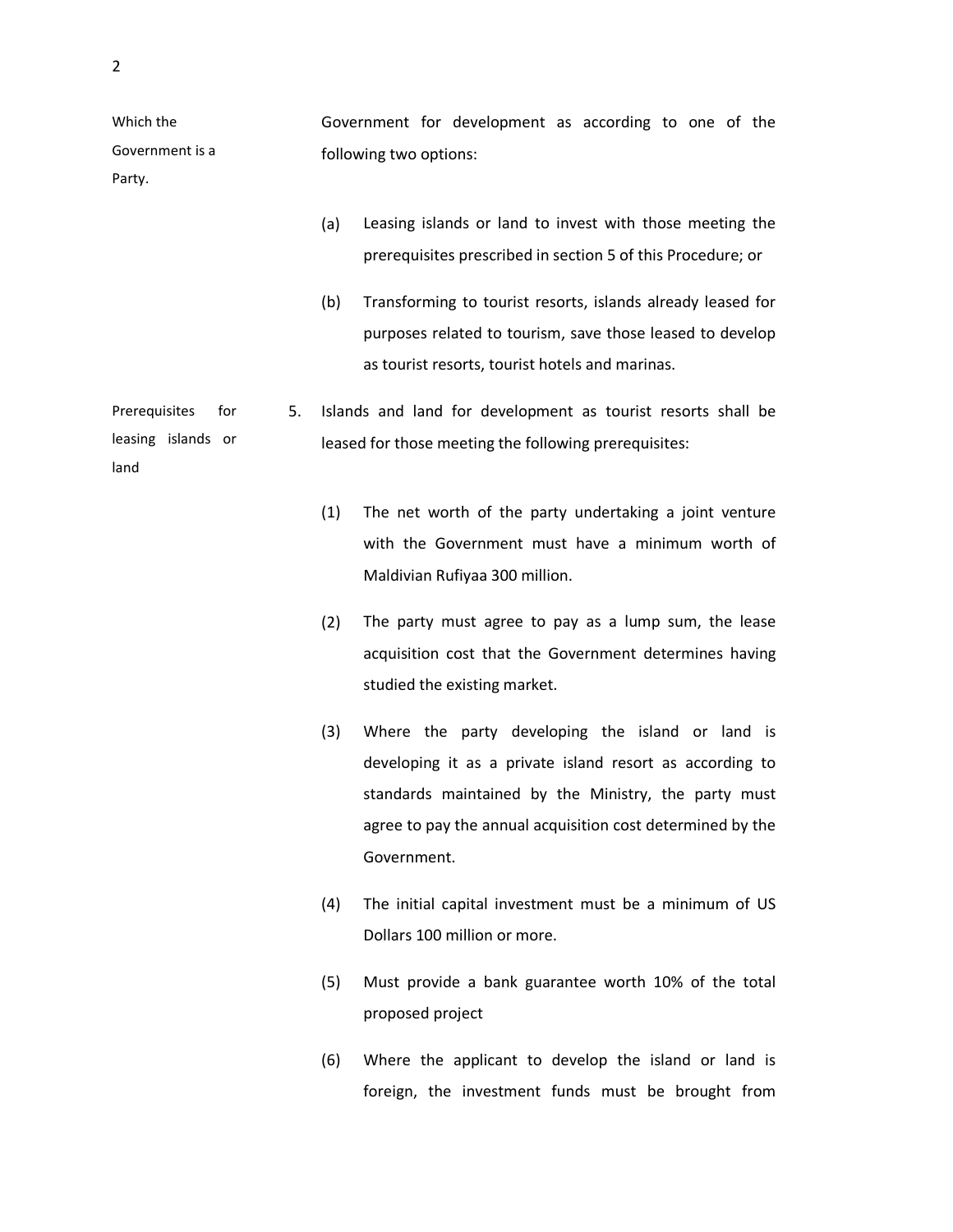Which the Government is a Party.

Government for development as according to one of the following two options:

(a) Leasing islands or land to invest with those meeting the prerequisites prescribed in section 5 of this Procedure; or

(b) Transforming to tourist resorts, islands already leased for purposes related to tourism, save those leased to develop as tourist resorts, tourist hotels and marinas.

Prerequisites for leasing islands or land

5. Islands and land for development as tourist resorts shall be leased for those meeting the following prerequisites:

(1) The net worth of the party undertaking a joint venture with the Government must have a minimum worth of Maldivian Rufiyaa 300 million.

(2) The party must agree to pay as a lump sum, the lease acquisition cost that the Government determines having studied the existing market.

(3) Where the party developing the island or land is developing it as a private island resort as according to standards maintained by the Ministry, the party must agree to pay the annual acquisition cost determined by the Government.

(4) The initial capital investment must be a minimum of US Dollars 100 million or more.

(5) Must provide a bank guarantee worth 10% of the total proposed project

(6) Where the applicant to develop the island or land is foreign, the investment funds must be brought from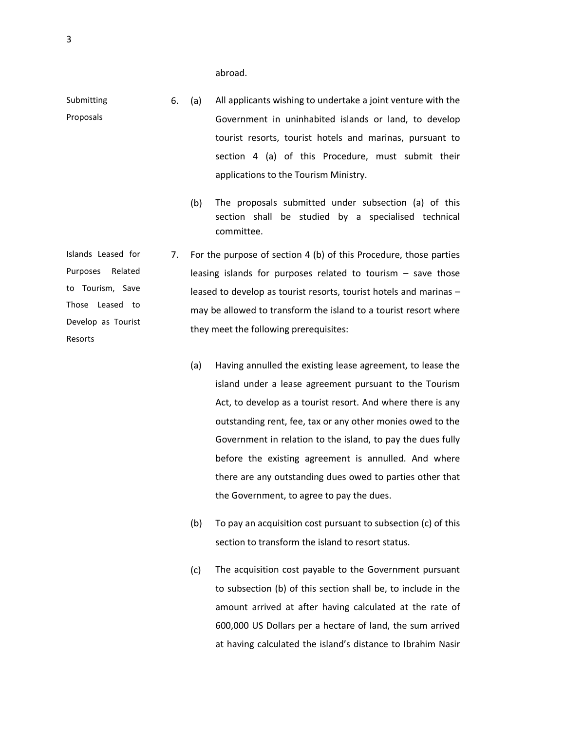abroad.

**Submitting Proposals**

6. (a) All applicants wishing to undertake a joint venture with the Government in uninhabited islands or land, to develop tourist resorts, tourist hotels and marinas, pursuant to section 4 (a) of this Procedure, must submit their applications to the Tourism Ministry.

   (b) The proposals submitted under subsection (a) of this section shall be studied by a specialised technical committee.

**Islands Leased for Purposes Related to Tourism, Save Those Leased to Develop as Tourist Resorts**

7. For the purpose of section 4 (b) of this Procedure, those parties leasing islands for purposes related to tourism – save those leased to develop as tourist resorts, tourist hotels and marinas – may be allowed to transform the island to a tourist resort where they meet the following prerequisites:

   (a) Having annulled the existing lease agreement, to lease the island under a lease agreement pursuant to the Tourism Act, to develop as a tourist resort. And where there is any outstanding rent, fee, tax or any other monies owed to the Government in relation to the island, to pay the dues fully before the existing agreement is annulled. And where there are any outstanding dues owed to parties other that the Government, to agree to pay the dues.

   (b) To pay an acquisition cost pursuant to subsection (c) of this section to transform the island to resort status.

   (c) The acquisition cost payable to the Government pursuant to subsection (b) of this section shall be, to include in the amount arrived at after having calculated at the rate of 600,000 US Dollars per a hectare of land, the sum arrived at having calculated the island's distance to Ibrahim Nasir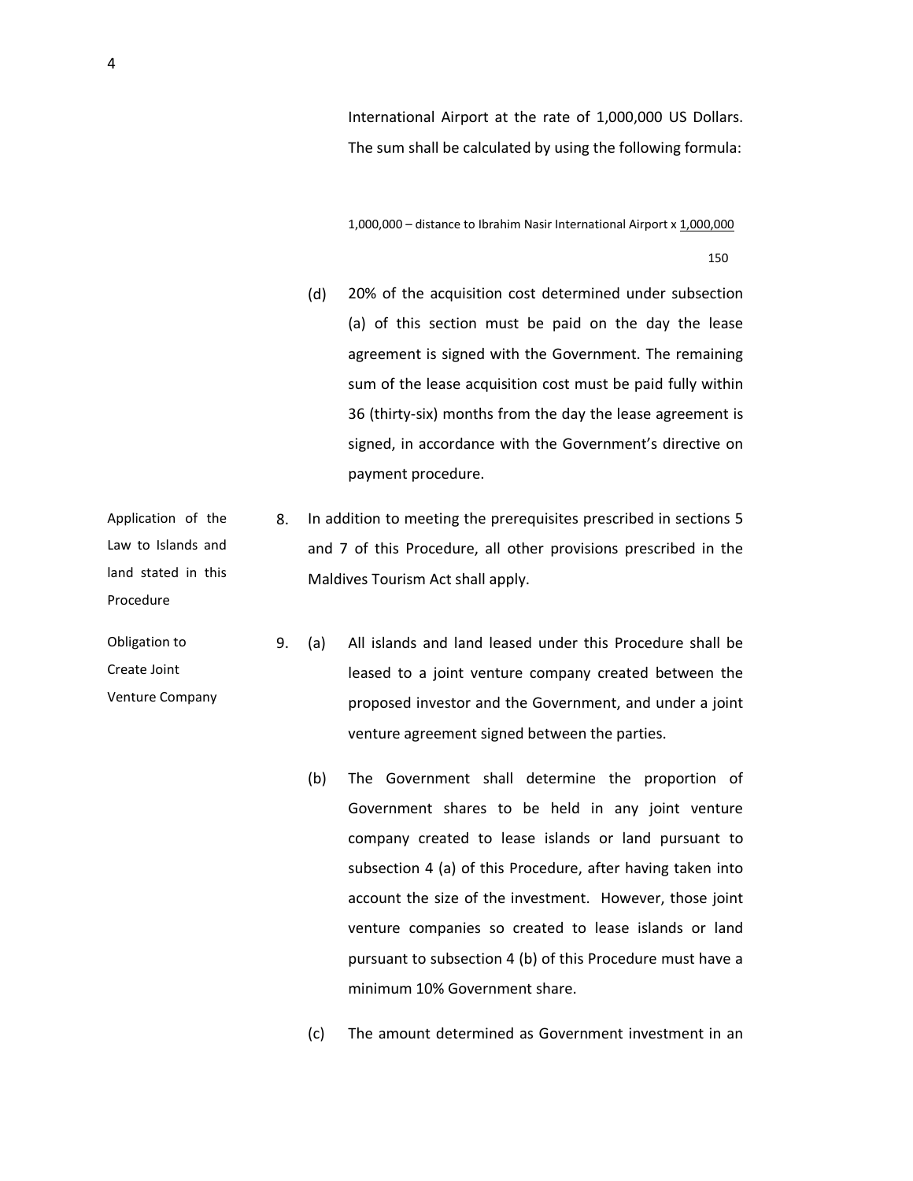International Airport at the rate of 1,000,000 US Dollars. The sum shall be calculated by using the following formula:

$$1{,}000{,}000 - \text{distance to Ibrahim Nasir International Airport} \times \frac{1{,}000{,}000}{150}$$

(d) 20% of the acquisition cost determined under subsection (a) of this section must be paid on the day the lease agreement is signed with the Government. The remaining sum of the lease acquisition cost must be paid fully within 36 (thirty-six) months from the day the lease agreement is signed, in accordance with the Government's directive on payment procedure.

**Application of the Law to Islands and land stated in this Procedure**

8. In addition to meeting the prerequisites prescribed in sections 5 and 7 of this Procedure, all other provisions prescribed in the Maldives Tourism Act shall apply.

**Obligation to Create Joint Venture Company**

9. (a) All islands and land leased under this Procedure shall be leased to a joint venture company created between the proposed investor and the Government, and under a joint venture agreement signed between the parties.

(b) The Government shall determine the proportion of Government shares to be held in any joint venture company created to lease islands or land pursuant to subsection 4 (a) of this Procedure, after having taken into account the size of the investment. However, those joint venture companies so created to lease islands or land pursuant to subsection 4 (b) of this Procedure must have a minimum 10% Government share.

(c) The amount determined as Government investment in an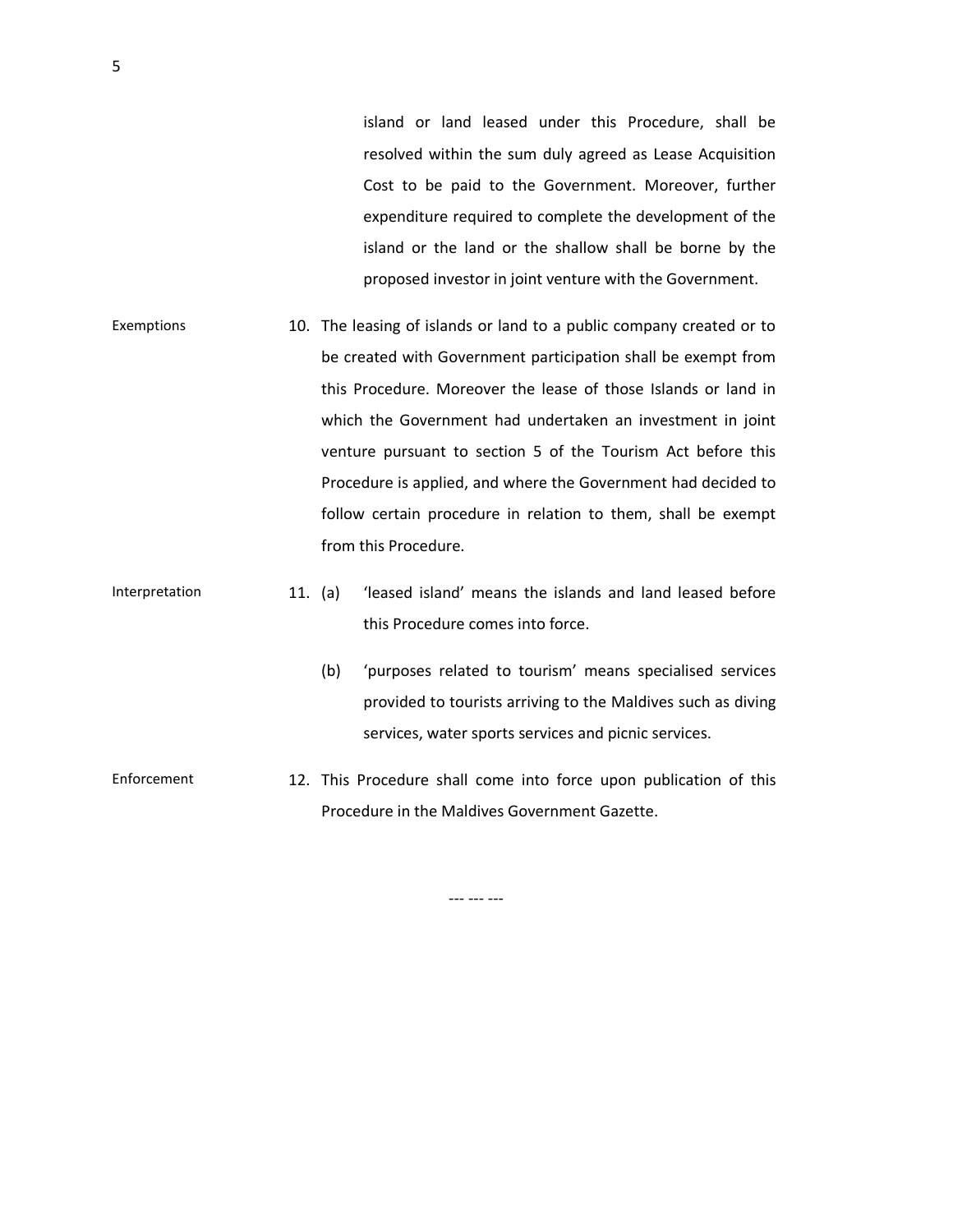island or land leased under this Procedure, shall be resolved within the sum duly agreed as Lease Acquisition Cost to be paid to the Government. Moreover, further expenditure required to complete the development of the island or the land or the shallow shall be borne by the proposed investor in joint venture with the Government.

Exemptions

10. The leasing of islands or land to a public company created or to be created with Government participation shall be exempt from this Procedure. Moreover the lease of those Islands or land in which the Government had undertaken an investment in joint venture pursuant to section 5 of the Tourism Act before this Procedure is applied, and where the Government had decided to follow certain procedure in relation to them, shall be exempt from this Procedure.

Interpretation

11. (a) 'leased island' means the islands and land leased before this Procedure comes into force.

    (b) 'purposes related to tourism' means specialised services provided to tourists arriving to the Maldives such as diving services, water sports services and picnic services.

Enforcement

12. This Procedure shall come into force upon publication of this Procedure in the Maldives Government Gazette.

--- --- ---